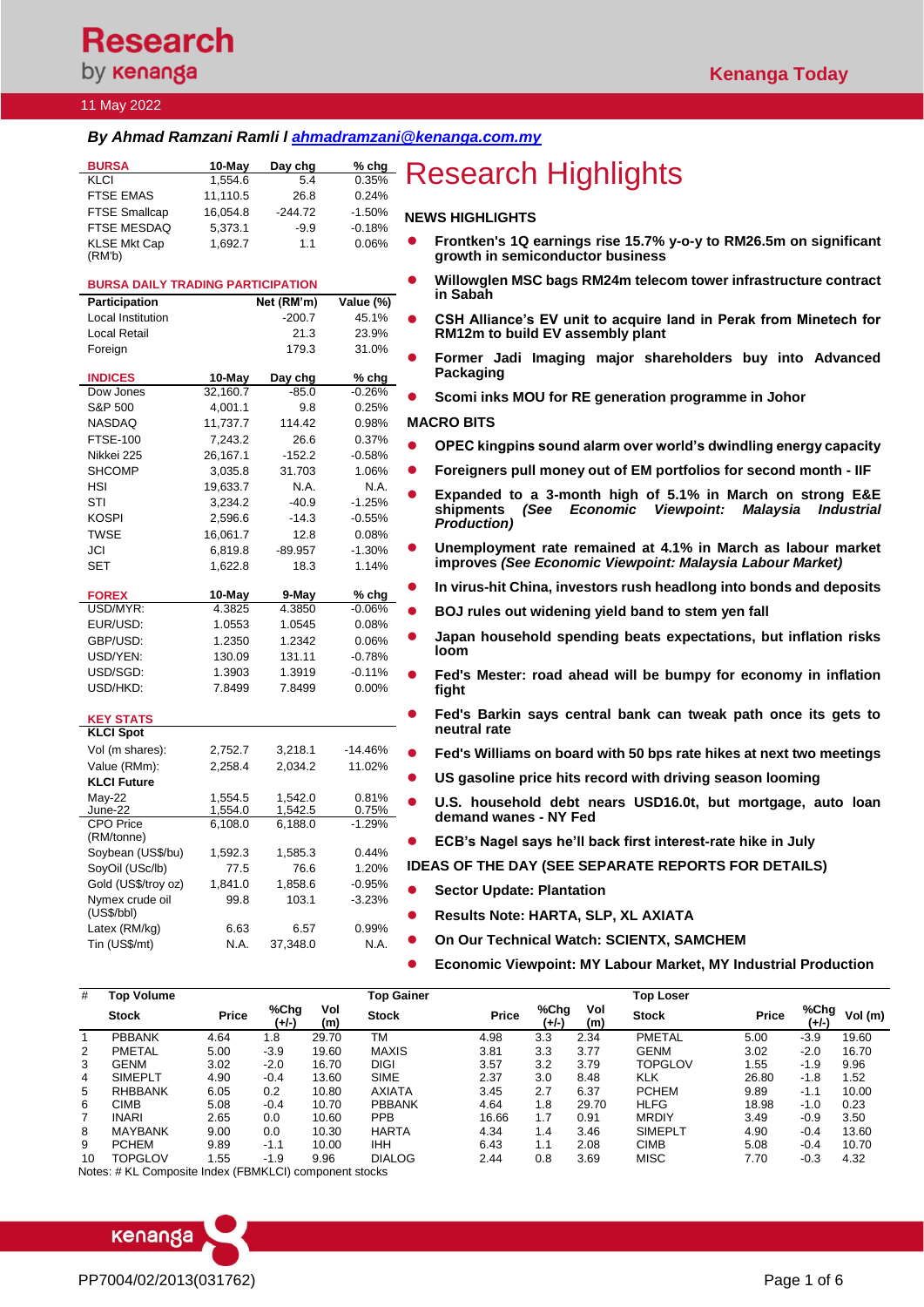# Research by Kenanga

Kenanga Today

11 May 2022

***By Ahmad Ramzani Ramli l [ahmadramzani@kenanga.com.my](mailto:ahmadramzani@kenanga.com.my)***

| BURSA | 10-May | Day chg | % chg |
|---|---|---|---|
| KLCI | 1,554.6 | 5.4 | 0.35% |
| FTSE EMAS | 11,110.5 | 26.8 | 0.24% |
| FTSE Smallcap | 16,054.8 | -244.72 | -1.50% |
| FTSE MESDAQ | 5,373.1 | -9.9 | -0.18% |
| KLSE Mkt Cap (RM'b) | 1,692.7 | 1.1 | 0.06% |

**BURSA DAILY TRADING PARTICIPATION**

| Participation | Net (RM'm) | Value (%) |
|---|---|---|
| Local Institution | -200.7 | 45.1% |
| Local Retail | 21.3 | 23.9% |
| Foreign | 179.3 | 31.0% |

| INDICES | 10-May | Day chg | % chg |
|---|---|---|---|
| Dow Jones | 32,160.7 | -85.0 | -0.26% |
| S&P 500 | 4,001.1 | 9.8 | 0.25% |
| NASDAQ | 11,737.7 | 114.42 | 0.98% |
| FTSE-100 | 7,243.2 | 26.6 | 0.37% |
| Nikkei 225 | 26,167.1 | -152.2 | -0.58% |
| SHCOMP | 3,035.8 | 31.703 | 1.06% |
| HSI | 19,633.7 | N.A. | N.A. |
| STI | 3,234.2 | -40.9 | -1.25% |
| KOSPI | 2,596.6 | -14.3 | -0.55% |
| TWSE | 16,061.7 | 12.8 | 0.08% |
| JCI | 6,819.8 | -89.957 | -1.30% |
| SET | 1,622.8 | 18.3 | 1.14% |

| FOREX | 10-May | 9-May | % chg |
|---|---|---|---|
| USD/MYR: | 4.3825 | 4.3850 | -0.06% |
| EUR/USD: | 1.0553 | 1.0545 | 0.08% |
| GBP/USD: | 1.2350 | 1.2342 | 0.06% |
| USD/YEN: | 130.09 | 131.11 | -0.78% |
| USD/SGD: | 1.3903 | 1.3919 | -0.11% |
| USD/HKD: | 7.8499 | 7.8499 | 0.00% |

| KEY STATS | | | |
|---|---|---|---|
| **KLCI Spot** | | | |
| Vol (m shares): | 2,752.7 | 3,218.1 | -14.46% |
| Value (RMm): | 2,258.4 | 2,034.2 | 11.02% |
| **KLCI Future** | | | |
| May-22 | 1,554.5 | 1,542.0 | 0.81% |
| June-22 | 1,554.0 | 1,542.5 | 0.75% |
| CPO Price (RM/tonne) | 6,108.0 | 6,188.0 | -1.29% |
| Soybean (US$/bu) | 1,592.3 | 1,585.3 | 0.44% |
| SoyOil (USc/lb) | 77.5 | 76.6 | 1.20% |
| Gold (US$/troy oz) | 1,841.0 | 1,858.6 | -0.95% |
| Nymex crude oil (US$/bbl) | 99.8 | 103.1 | -3.23% |
| Latex (RM/kg) | 6.63 | 6.57 | 0.99% |
| Tin (US$/mt) | N.A. | 37,348.0 | N.A. |

# Research Highlights

## NEWS HIGHLIGHTS

- **Frontken's 1Q earnings rise 15.7% y-o-y to RM26.5m on significant growth in semiconductor business**
- **Willowglen MSC bags RM24m telecom tower infrastructure contract in Sabah**
- **CSH Alliance's EV unit to acquire land in Perak from Minetech for RM12m to build EV assembly plant**
- **Former Jadi Imaging major shareholders buy into Advanced Packaging**
- **Scomi inks MOU for RE generation programme in Johor**

## MACRO BITS

- **OPEC kingpins sound alarm over world's dwindling energy capacity**
- **Foreigners pull money out of EM portfolios for second month - IIF**
- **Expanded to a 3-month high of 5.1% in March on strong E&E shipments *(See Economic Viewpoint: Malaysia Industrial Production)***
- **Unemployment rate remained at 4.1% in March as labour market improves *(See Economic Viewpoint: Malaysia Labour Market)***
- **In virus-hit China, investors rush headlong into bonds and deposits**
- **BOJ rules out widening yield band to stem yen fall**
- **Japan household spending beats expectations, but inflation risks loom**
- **Fed's Mester: road ahead will be bumpy for economy in inflation fight**
- **Fed's Barkin says central bank can tweak path once its gets to neutral rate**
- **Fed's Williams on board with 50 bps rate hikes at next two meetings**
- **US gasoline price hits record with driving season looming**
- **U.S. household debt nears USD16.0t, but mortgage, auto loan demand wanes - NY Fed**
- **ECB's Nagel says he'll back first interest-rate hike in July**

## IDEAS OF THE DAY (SEE SEPARATE REPORTS FOR DETAILS)

- **Sector Update: Plantation**
- **Results Note: HARTA, SLP, XL AXIATA**
- **On Our Technical Watch: SCIENTX, SAMCHEM**
- **Economic Viewpoint: MY Labour Market, MY Industrial Production**

| # | Top Volume | | | | Top Gainer | | | | Top Loser | | | |
|---|---|---|---|---|---|---|---|---|---|---|---|---|
| | Stock | Price | %Chg (+/-) | Vol (m) | Stock | Price | %Chg (+/-) | Vol (m) | Stock | Price | %Chg (+/-) | Vol (m) |
| 1 | PBBANK | 4.64 | 1.8 | 29.70 | TM | 4.98 | 3.3 | 2.34 | PMETAL | 5.00 | -3.9 | 19.60 |
| 2 | PMETAL | 5.00 | -3.9 | 19.60 | MAXIS | 3.81 | 3.3 | 3.77 | GENM | 3.02 | -2.0 | 16.70 |
| 3 | GENM | 3.02 | -2.0 | 16.70 | DIGI | 3.57 | 3.2 | 3.79 | TOPGLOV | 1.55 | -1.9 | 9.96 |
| 4 | SIMEPLT | 4.90 | -0.4 | 13.60 | SIME | 2.37 | 3.0 | 8.48 | KLK | 26.80 | -1.8 | 1.52 |
| 5 | RHBBANK | 6.05 | 0.2 | 10.80 | AXIATA | 3.45 | 2.7 | 6.37 | PCHEM | 9.89 | -1.1 | 10.00 |
| 6 | CIMB | 5.08 | -0.4 | 10.70 | PBBANK | 4.64 | 1.8 | 29.70 | HLFG | 18.98 | -1.0 | 0.23 |
| 7 | INARI | 2.65 | 0.0 | 10.60 | PPB | 16.66 | 1.7 | 0.91 | MRDIY | 3.49 | -0.9 | 3.50 |
| 8 | MAYBANK | 9.00 | 0.0 | 10.30 | HARTA | 4.34 | 1.4 | 3.46 | SIMEPLT | 4.90 | -0.4 | 13.60 |
| 9 | PCHEM | 9.89 | -1.1 | 10.00 | IHH | 6.43 | 1.1 | 2.08 | CIMB | 5.08 | -0.4 | 10.70 |
| 10 | TOPGLOV | 1.55 | -1.9 | 9.96 | DIALOG | 2.44 | 0.8 | 3.69 | MISC | 7.70 | -0.3 | 4.32 |

Notes: # KL Composite Index (FBMKLCI) component stocks

PP7004/02/2013(031762)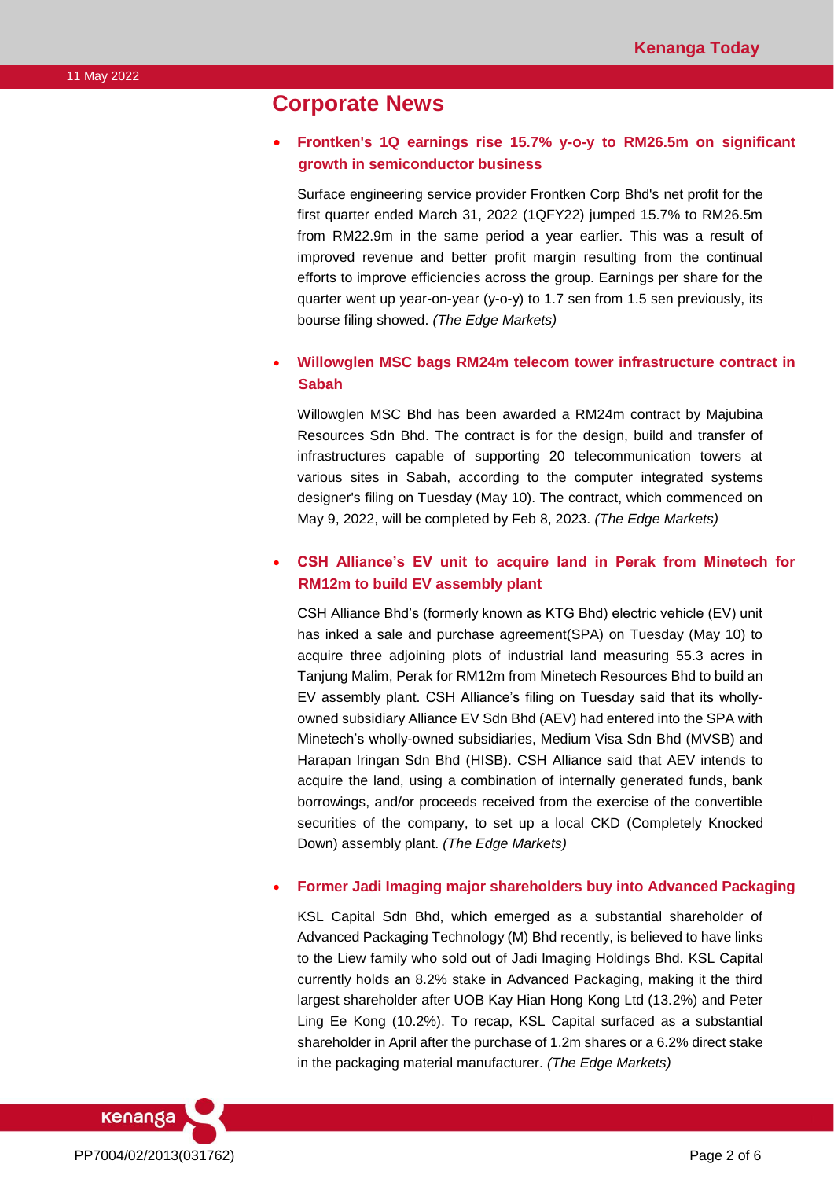## Corporate News

- **Frontken's 1Q earnings rise 15.7% y-o-y to RM26.5m on significant growth in semiconductor business**

  Surface engineering service provider Frontken Corp Bhd's net profit for the first quarter ended March 31, 2022 (1QFY22) jumped 15.7% to RM26.5m from RM22.9m in the same period a year earlier. This was a result of improved revenue and better profit margin resulting from the continual efforts to improve efficiencies across the group. Earnings per share for the quarter went up year-on-year (y-o-y) to 1.7 sen from 1.5 sen previously, its bourse filing showed. *(The Edge Markets)*

- **Willowglen MSC bags RM24m telecom tower infrastructure contract in Sabah**

  Willowglen MSC Bhd has been awarded a RM24m contract by Majubina Resources Sdn Bhd. The contract is for the design, build and transfer of infrastructures capable of supporting 20 telecommunication towers at various sites in Sabah, according to the computer integrated systems designer's filing on Tuesday (May 10). The contract, which commenced on May 9, 2022, will be completed by Feb 8, 2023. *(The Edge Markets)*

- **CSH Alliance's EV unit to acquire land in Perak from Minetech for RM12m to build EV assembly plant**

  CSH Alliance Bhd's (formerly known as KTG Bhd) electric vehicle (EV) unit has inked a sale and purchase agreement(SPA) on Tuesday (May 10) to acquire three adjoining plots of industrial land measuring 55.3 acres in Tanjung Malim, Perak for RM12m from Minetech Resources Bhd to build an EV assembly plant. CSH Alliance's filing on Tuesday said that its wholly-owned subsidiary Alliance EV Sdn Bhd (AEV) had entered into the SPA with Minetech's wholly-owned subsidiaries, Medium Visa Sdn Bhd (MVSB) and Harapan Iringan Sdn Bhd (HISB). CSH Alliance said that AEV intends to acquire the land, using a combination of internally generated funds, bank borrowings, and/or proceeds received from the exercise of the convertible securities of the company, to set up a local CKD (Completely Knocked Down) assembly plant. *(The Edge Markets)*

- **Former Jadi Imaging major shareholders buy into Advanced Packaging**

  KSL Capital Sdn Bhd, which emerged as a substantial shareholder of Advanced Packaging Technology (M) Bhd recently, is believed to have links to the Liew family who sold out of Jadi Imaging Holdings Bhd. KSL Capital currently holds an 8.2% stake in Advanced Packaging, making it the third largest shareholder after UOB Kay Hian Hong Kong Ltd (13.2%) and Peter Ling Ee Kong (10.2%). To recap, KSL Capital surfaced as a substantial shareholder in April after the purchase of 1.2m shares or a 6.2% direct stake in the packaging material manufacturer. *(The Edge Markets)*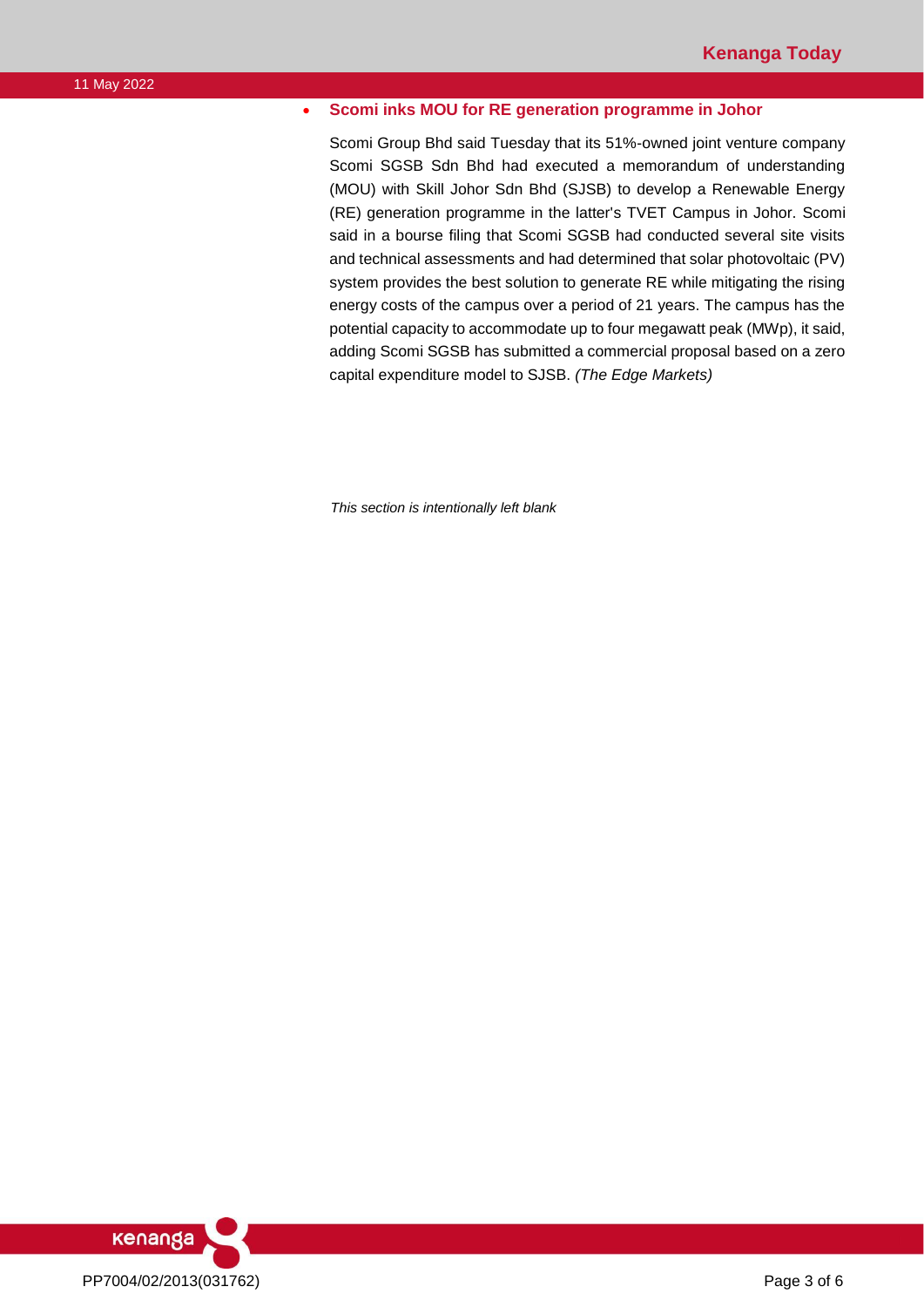- **Scomi inks MOU for RE generation programme in Johor**

  Scomi Group Bhd said Tuesday that its 51%-owned joint venture company Scomi SGSB Sdn Bhd had executed a memorandum of understanding (MOU) with Skill Johor Sdn Bhd (SJSB) to develop a Renewable Energy (RE) generation programme in the latter's TVET Campus in Johor. Scomi said in a bourse filing that Scomi SGSB had conducted several site visits and technical assessments and had determined that solar photovoltaic (PV) system provides the best solution to generate RE while mitigating the rising energy costs of the campus over a period of 21 years. The campus has the potential capacity to accommodate up to four megawatt peak (MWp), it said, adding Scomi SGSB has submitted a commercial proposal based on a zero capital expenditure model to SJSB. *(The Edge Markets)*

*This section is intentionally left blank*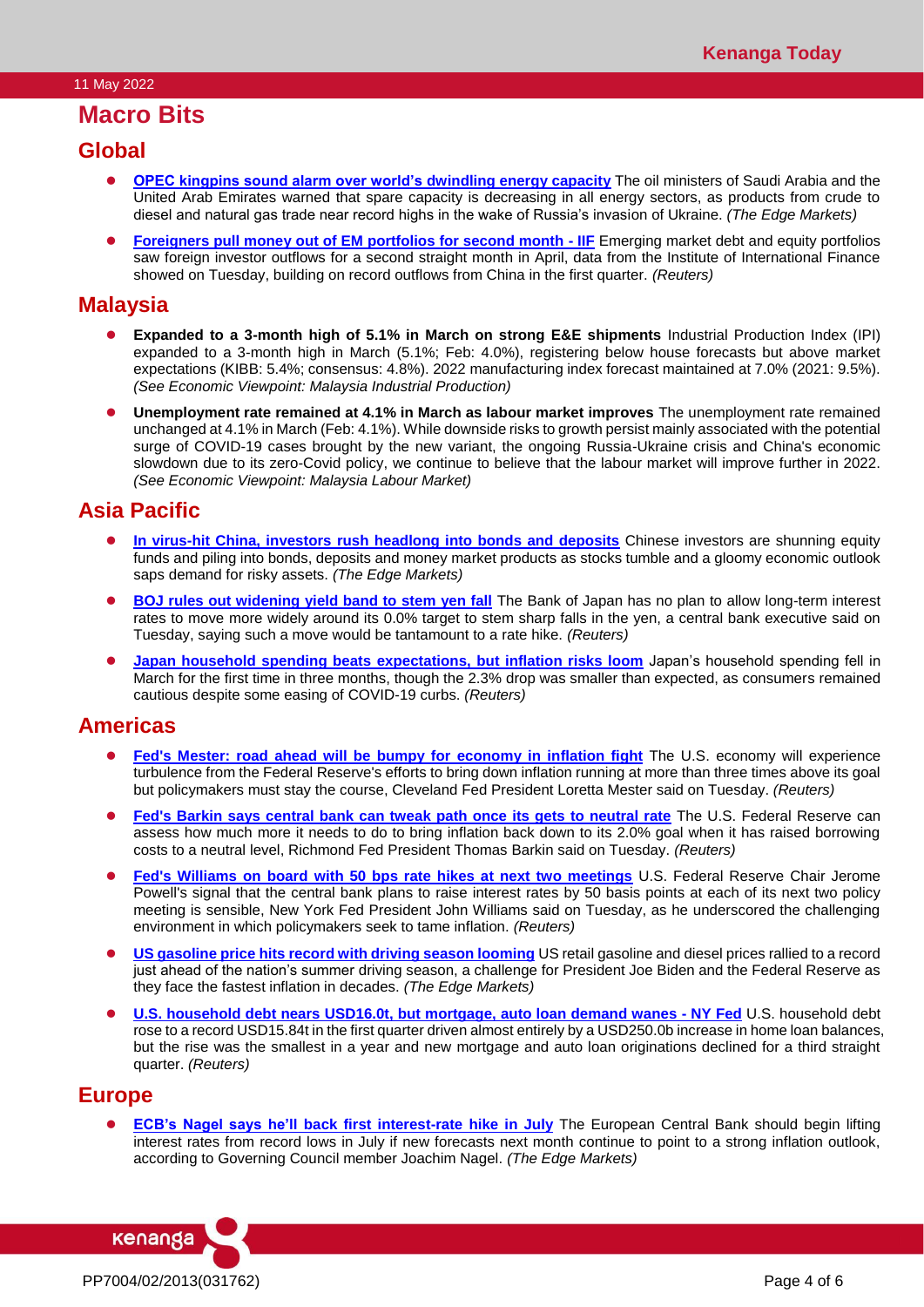# Macro Bits

## Global

- **OPEC kingpins sound alarm over world's dwindling energy capacity** The oil ministers of Saudi Arabia and the United Arab Emirates warned that spare capacity is decreasing in all energy sectors, as products from crude to diesel and natural gas trade near record highs in the wake of Russia's invasion of Ukraine. *(The Edge Markets)*
- **Foreigners pull money out of EM portfolios for second month - IIF** Emerging market debt and equity portfolios saw foreign investor outflows for a second straight month in April, data from the Institute of International Finance showed on Tuesday, building on record outflows from China in the first quarter. *(Reuters)*

## Malaysia

- **Expanded to a 3-month high of 5.1% in March on strong E&E shipments** Industrial Production Index (IPI) expanded to a 3-month high in March (5.1%; Feb: 4.0%), registering below house forecasts but above market expectations (KIBB: 5.4%; consensus: 4.8%). 2022 manufacturing index forecast maintained at 7.0% (2021: 9.5%). *(See Economic Viewpoint: Malaysia Industrial Production)*
- **Unemployment rate remained at 4.1% in March as labour market improves** The unemployment rate remained unchanged at 4.1% in March (Feb: 4.1%). While downside risks to growth persist mainly associated with the potential surge of COVID-19 cases brought by the new variant, the ongoing Russia-Ukraine crisis and China's economic slowdown due to its zero-Covid policy, we continue to believe that the labour market will improve further in 2022. *(See Economic Viewpoint: Malaysia Labour Market)*

## Asia Pacific

- **In virus-hit China, investors rush headlong into bonds and deposits** Chinese investors are shunning equity funds and piling into bonds, deposits and money market products as stocks tumble and a gloomy economic outlook saps demand for risky assets. *(The Edge Markets)*
- **BOJ rules out widening yield band to stem yen fall** The Bank of Japan has no plan to allow long-term interest rates to move more widely around its 0.0% target to stem sharp falls in the yen, a central bank executive said on Tuesday, saying such a move would be tantamount to a rate hike. *(Reuters)*
- **Japan household spending beats expectations, but inflation risks loom** Japan's household spending fell in March for the first time in three months, though the 2.3% drop was smaller than expected, as consumers remained cautious despite some easing of COVID-19 curbs. *(Reuters)*

## Americas

- **Fed's Mester: road ahead will be bumpy for economy in inflation fight** The U.S. economy will experience turbulence from the Federal Reserve's efforts to bring down inflation running at more than three times above its goal but policymakers must stay the course, Cleveland Fed President Loretta Mester said on Tuesday. *(Reuters)*
- **Fed's Barkin says central bank can tweak path once its gets to neutral rate** The U.S. Federal Reserve can assess how much more it needs to do to bring inflation back down to its 2.0% goal when it has raised borrowing costs to a neutral level, Richmond Fed President Thomas Barkin said on Tuesday. *(Reuters)*
- **Fed's Williams on board with 50 bps rate hikes at next two meetings** U.S. Federal Reserve Chair Jerome Powell's signal that the central bank plans to raise interest rates by 50 basis points at each of its next two policy meeting is sensible, New York Fed President John Williams said on Tuesday, as he underscored the challenging environment in which policymakers seek to tame inflation. *(Reuters)*
- **US gasoline price hits record with driving season looming** US retail gasoline and diesel prices rallied to a record just ahead of the nation's summer driving season, a challenge for President Joe Biden and the Federal Reserve as they face the fastest inflation in decades. *(The Edge Markets)*
- **U.S. household debt nears USD16.0t, but mortgage, auto loan demand wanes - NY Fed** U.S. household debt rose to a record USD15.84t in the first quarter driven almost entirely by a USD250.0b increase in home loan balances, but the rise was the smallest in a year and new mortgage and auto loan originations declined for a third straight quarter. *(Reuters)*

## Europe

- **ECB's Nagel says he'll back first interest-rate hike in July** The European Central Bank should begin lifting interest rates from record lows in July if new forecasts next month continue to point to a strong inflation outlook, according to Governing Council member Joachim Nagel. *(The Edge Markets)*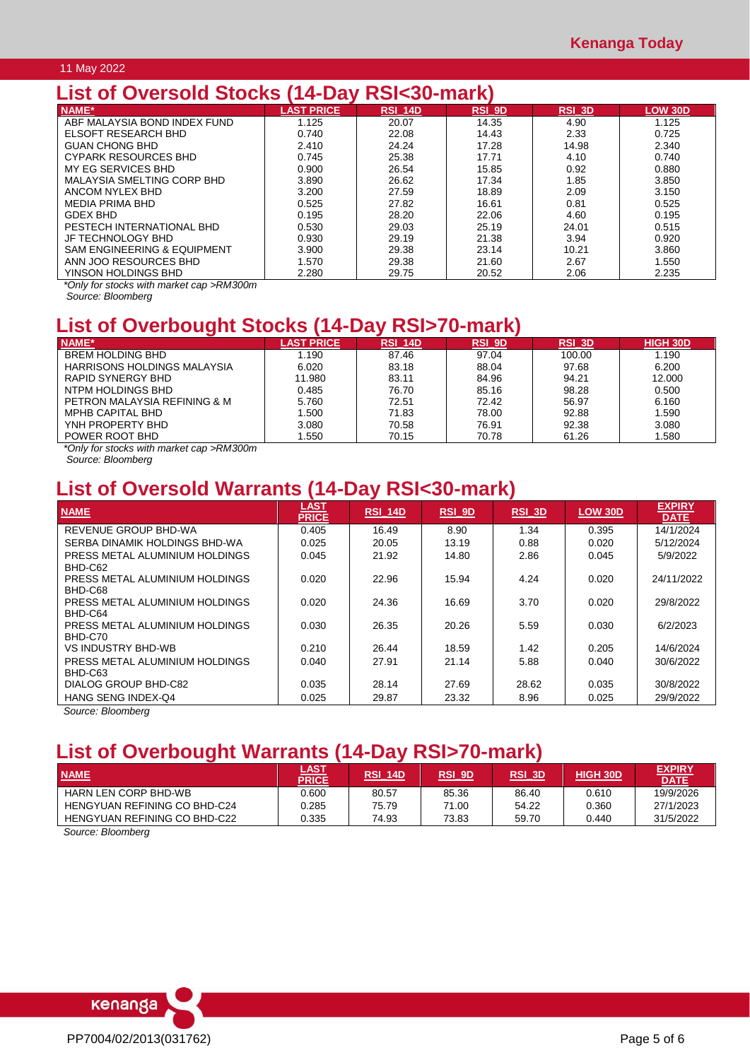## List of Oversold Stocks (14-Day RSI<30-mark)

| NAME* | LAST PRICE | RSI_14D | RSI_9D | RSI_3D | LOW 30D |
|---|---|---|---|---|---|
| ABF MALAYSIA BOND INDEX FUND | 1.125 | 20.07 | 14.35 | 4.90 | 1.125 |
| ELSOFT RESEARCH BHD | 0.740 | 22.08 | 14.43 | 2.33 | 0.725 |
| GUAN CHONG BHD | 2.410 | 24.24 | 17.28 | 14.98 | 2.340 |
| CYPARK RESOURCES BHD | 0.745 | 25.38 | 17.71 | 4.10 | 0.740 |
| MY EG SERVICES BHD | 0.900 | 26.54 | 15.85 | 0.92 | 0.880 |
| MALAYSIA SMELTING CORP BHD | 3.890 | 26.62 | 17.34 | 1.85 | 3.850 |
| ANCOM NYLEX BHD | 3.200 | 27.59 | 18.89 | 2.09 | 3.150 |
| MEDIA PRIMA BHD | 0.525 | 27.82 | 16.61 | 0.81 | 0.525 |
| GDEX BHD | 0.195 | 28.20 | 22.06 | 4.60 | 0.195 |
| PESTECH INTERNATIONAL BHD | 0.530 | 29.03 | 25.19 | 24.01 | 0.515 |
| JF TECHNOLOGY BHD | 0.930 | 29.19 | 21.38 | 3.94 | 0.920 |
| SAM ENGINEERING & EQUIPMENT | 3.900 | 29.38 | 23.14 | 10.21 | 3.860 |
| ANN JOO RESOURCES BHD | 1.570 | 29.38 | 21.60 | 2.67 | 1.550 |
| YINSON HOLDINGS BHD | 2.280 | 29.75 | 20.52 | 2.06 | 2.235 |

*\*Only for stocks with market cap >RM300m*

*Source: Bloomberg*

## List of Overbought Stocks (14-Day RSI>70-mark)

| NAME* | LAST PRICE | RSI_14D | RSI_9D | RSI_3D | HIGH 30D |
|---|---|---|---|---|---|
| BREM HOLDING BHD | 1.190 | 87.46 | 97.04 | 100.00 | 1.190 |
| HARRISONS HOLDINGS MALAYSIA | 6.020 | 83.18 | 88.04 | 97.68 | 6.200 |
| RAPID SYNERGY BHD | 11.980 | 83.11 | 84.96 | 94.21 | 12.000 |
| NTPM HOLDINGS BHD | 0.485 | 76.70 | 85.16 | 98.28 | 0.500 |
| PETRON MALAYSIA REFINING & M | 5.760 | 72.51 | 72.42 | 56.97 | 6.160 |
| MPHB CAPITAL BHD | 1.500 | 71.83 | 78.00 | 92.88 | 1.590 |
| YNH PROPERTY BHD | 3.080 | 70.58 | 76.91 | 92.38 | 3.080 |
| POWER ROOT BHD | 1.550 | 70.15 | 70.78 | 61.26 | 1.580 |

*\*Only for stocks with market cap >RM300m*

*Source: Bloomberg*

## List of Oversold Warrants (14-Day RSI<30-mark)

| NAME | LAST PRICE | RSI_14D | RSI_9D | RSI_3D | LOW 30D | EXPIRY DATE |
|---|---|---|---|---|---|---|
| REVENUE GROUP BHD-WA | 0.405 | 16.49 | 8.90 | 1.34 | 0.395 | 14/1/2024 |
| SERBA DINAMIK HOLDINGS BHD-WA | 0.025 | 20.05 | 13.19 | 0.88 | 0.020 | 5/12/2024 |
| PRESS METAL ALUMINIUM HOLDINGS BHD-C62 | 0.045 | 21.92 | 14.80 | 2.86 | 0.045 | 5/9/2022 |
| PRESS METAL ALUMINIUM HOLDINGS BHD-C68 | 0.020 | 22.96 | 15.94 | 4.24 | 0.020 | 24/11/2022 |
| PRESS METAL ALUMINIUM HOLDINGS BHD-C64 | 0.020 | 24.36 | 16.69 | 3.70 | 0.020 | 29/8/2022 |
| PRESS METAL ALUMINIUM HOLDINGS BHD-C70 | 0.030 | 26.35 | 20.26 | 5.59 | 0.030 | 6/2/2023 |
| VS INDUSTRY BHD-WB | 0.210 | 26.44 | 18.59 | 1.42 | 0.205 | 14/6/2024 |
| PRESS METAL ALUMINIUM HOLDINGS BHD-C63 | 0.040 | 27.91 | 21.14 | 5.88 | 0.040 | 30/6/2022 |
| DIALOG GROUP BHD-C82 | 0.035 | 28.14 | 27.69 | 28.62 | 0.035 | 30/8/2022 |
| HANG SENG INDEX-Q4 | 0.025 | 29.87 | 23.32 | 8.96 | 0.025 | 29/9/2022 |

*Source: Bloomberg*

## List of Overbought Warrants (14-Day RSI>70-mark)

| NAME | LAST PRICE | RSI_14D | RSI_9D | RSI_3D | HIGH 30D | EXPIRY DATE |
|---|---|---|---|---|---|---|
| HARN LEN CORP BHD-WB | 0.600 | 80.57 | 85.36 | 86.40 | 0.610 | 19/9/2026 |
| HENGYUAN REFINING CO BHD-C24 | 0.285 | 75.79 | 71.00 | 54.22 | 0.360 | 27/1/2023 |
| HENGYUAN REFINING CO BHD-C22 | 0.335 | 74.93 | 73.83 | 59.70 | 0.440 | 31/5/2022 |

*Source: Bloomberg*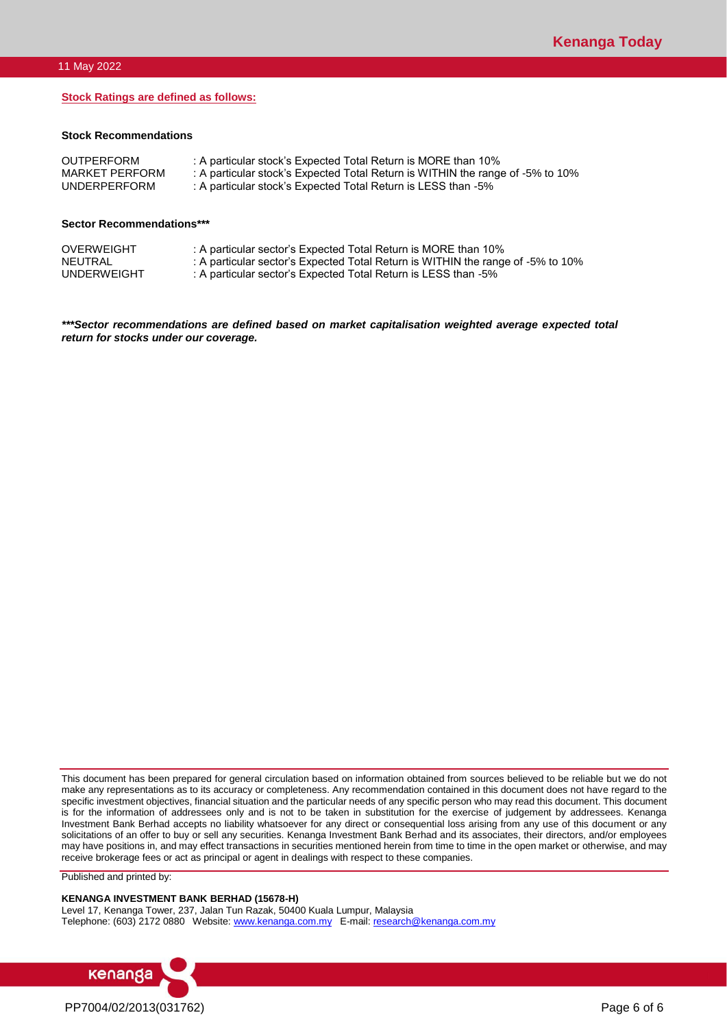**Stock Ratings are defined as follows:**

**Stock Recommendations**

| | |
|---|---|
| OUTPERFORM | : A particular stock's Expected Total Return is MORE than 10% |
| MARKET PERFORM | : A particular stock's Expected Total Return is WITHIN the range of -5% to 10% |
| UNDERPERFORM | : A particular stock's Expected Total Return is LESS than -5% |

**Sector Recommendations*****

| | |
|---|---|
| OVERWEIGHT | : A particular sector's Expected Total Return is MORE than 10% |
| NEUTRAL | : A particular sector's Expected Total Return is WITHIN the range of -5% to 10% |
| UNDERWEIGHT | : A particular sector's Expected Total Return is LESS than -5% |

***\*\*\*Sector recommendations are defined based on market capitalisation weighted average expected total return for stocks under our coverage.***

This document has been prepared for general circulation based on information obtained from sources believed to be reliable but we do not make any representations as to its accuracy or completeness. Any recommendation contained in this document does not have regard to the specific investment objectives, financial situation and the particular needs of any specific person who may read this document. This document is for the information of addressees only and is not to be taken in substitution for the exercise of judgement by addressees. Kenanga Investment Bank Berhad accepts no liability whatsoever for any direct or consequential loss arising from any use of this document or any solicitations of an offer to buy or sell any securities. Kenanga Investment Bank Berhad and its associates, their directors, and/or employees may have positions in, and may effect transactions in securities mentioned herein from time to time in the open market or otherwise, and may receive brokerage fees or act as principal or agent in dealings with respect to these companies.

Published and printed by:

**KENANGA INVESTMENT BANK BERHAD (15678-H)**
Level 17, Kenanga Tower, 237, Jalan Tun Razak, 50400 Kuala Lumpur, Malaysia
Telephone: (603) 2172 0880 Website: www.kenanga.com.my E-mail: research@kenanga.com.my

PP7004/02/2013(031762)